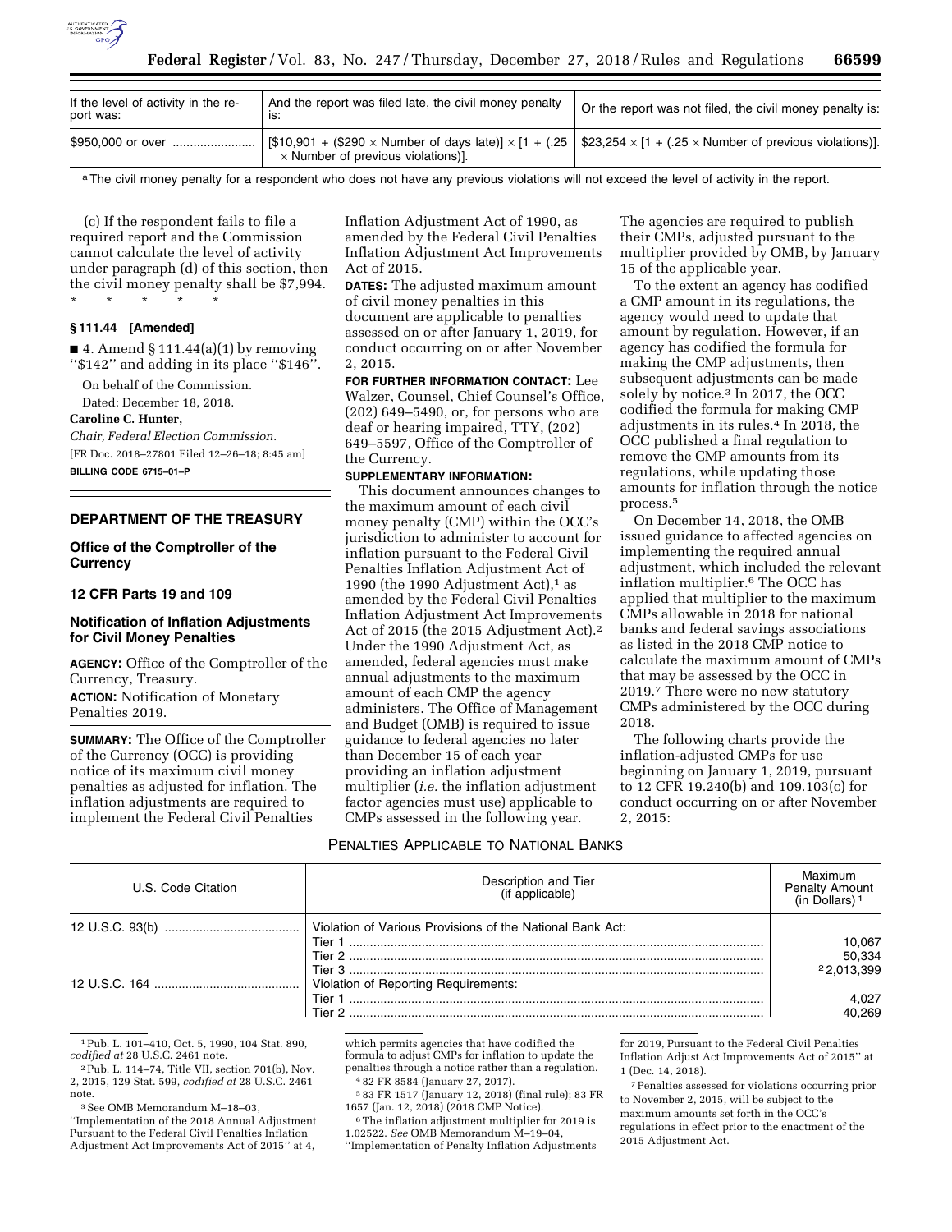| If the level of activity in the report was: | And the report was filed late, the civil money penalty is: | Or the report was not filed, the civil money penalty is: |
|---|---|---|
| $950,000 or over | [$10,901 + ($290 × Number of days late)] × [1 + (.25 × Number of previous violations)]. | $23,254 × [1 + (.25 × Number of previous violations)]. |

[a] The civil money penalty for a respondent who does not have any previous violations will not exceed the level of activity in the report.

(c) If the respondent fails to file a required report and the Commission cannot calculate the level of activity under paragraph (d) of this section, then the civil money penalty shall be $7,994.

\* \* \* \* \*

**§ 111.44 [Amended]**

■ 4. Amend § 111.44(a)(1) by removing "$142" and adding in its place "$146".

On behalf of the Commission.

Dated: December 18, 2018.

**Caroline C. Hunter,**

*Chair, Federal Election Commission.*

[FR Doc. 2018–27801 Filed 12–26–18; 8:45 am]

**BILLING CODE 6715–01–P**

## DEPARTMENT OF THE TREASURY

### Office of the Comptroller of the Currency

### 12 CFR Parts 19 and 109

### Notification of Inflation Adjustments for Civil Money Penalties

**AGENCY:** Office of the Comptroller of the Currency, Treasury.

**ACTION:** Notification of Monetary Penalties 2019.

**SUMMARY:** The Office of the Comptroller of the Currency (OCC) is providing notice of its maximum civil money penalties as adjusted for inflation. The inflation adjustments are required to implement the Federal Civil Penalties Inflation Adjustment Act of 1990, as amended by the Federal Civil Penalties Inflation Adjustment Act Improvements Act of 2015.

**DATES:** The adjusted maximum amount of civil money penalties in this document are applicable to penalties assessed on or after January 1, 2019, for conduct occurring on or after November 2, 2015.

**FOR FURTHER INFORMATION CONTACT:** Lee Walzer, Counsel, Chief Counsel's Office, (202) 649–5490, or, for persons who are deaf or hearing impaired, TTY, (202) 649–5597, Office of the Comptroller of the Currency.

**SUPPLEMENTARY INFORMATION:**

This document announces changes to the maximum amount of each civil money penalty (CMP) within the OCC's jurisdiction to administer to account for inflation pursuant to the Federal Civil Penalties Inflation Adjustment Act of 1990 (the 1990 Adjustment Act),[1] as amended by the Federal Civil Penalties Inflation Adjustment Act Improvements Act of 2015 (the 2015 Adjustment Act).[2] Under the 1990 Adjustment Act, as amended, federal agencies must make annual adjustments to the maximum amount of each CMP the agency administers. The Office of Management and Budget (OMB) is required to issue guidance to federal agencies no later than December 15 of each year providing an inflation adjustment multiplier (*i.e.* the inflation adjustment factor agencies must use) applicable to CMPs assessed in the following year. The agencies are required to publish their CMPs, adjusted pursuant to the multiplier provided by OMB, by January 15 of the applicable year.

To the extent an agency has codified a CMP amount in its regulations, the agency would need to update that amount by regulation. However, if an agency has codified the formula for making the CMP adjustments, then subsequent adjustments can be made solely by notice.[3] In 2017, the OCC codified the formula for making CMP adjustments in its rules.[4] In 2018, the OCC published a final regulation to remove the CMP amounts from its regulations, while updating those amounts for inflation through the notice process.[5]

On December 14, 2018, the OMB issued guidance to affected agencies on implementing the required annual adjustment, which included the relevant inflation multiplier.[6] The OCC has applied that multiplier to the maximum CMPs allowable in 2018 for national banks and federal savings associations as listed in the 2018 CMP notice to calculate the maximum amount of CMPs that may be assessed by the OCC in 2019.[7] There were no new statutory CMPs administered by the OCC during 2018.

The following charts provide the inflation-adjusted CMPs for use beginning on January 1, 2019, pursuant to 12 CFR 19.240(b) and 109.103(c) for conduct occurring on or after November 2, 2015:

PENALTIES APPLICABLE TO NATIONAL BANKS

| U.S. Code Citation | Description and Tier (if applicable) | Maximum Penalty Amount (in Dollars) [1] |
|---|---|---|
| 12 U.S.C. 93(b) | Violation of Various Provisions of the National Bank Act: | |
| | Tier 1 | 10,067 |
| | Tier 2 | 50,334 |
| | Tier 3 | [2] 2,013,399 |
| 12 U.S.C. 164 | Violation of Reporting Requirements: | |
| | Tier 1 | 4,027 |
| | Tier 2 | 40,269 |

[1] Pub. L. 101–410, Oct. 5, 1990, 104 Stat. 890, *codified at* 28 U.S.C. 2461 note.

[2] Pub. L. 114–74, Title VII, section 701(b), Nov. 2, 2015, 129 Stat. 599, *codified at* 28 U.S.C. 2461 note.

[3] See OMB Memorandum M–18–03, "Implementation of the 2018 Annual Adjustment Pursuant to the Federal Civil Penalties Inflation Adjustment Act Improvements Act of 2015" at 4, which permits agencies that have codified the formula to adjust CMPs for inflation to update the penalties through a notice rather than a regulation.

[4] 82 FR 8584 (January 27, 2017).

[5] 83 FR 1517 (January 12, 2018) (final rule); 83 FR 1657 (Jan. 12, 2018) (2018 CMP Notice).

[6] The inflation adjustment multiplier for 2019 is 1.02522. *See* OMB Memorandum M–19–04, "Implementation of Penalty Inflation Adjustments for 2019, Pursuant to the Federal Civil Penalties Inflation Adjust Act Improvements Act of 2015" at 1 (Dec. 14, 2018).

[7] Penalties assessed for violations occurring prior to November 2, 2015, will be subject to the maximum amounts set forth in the OCC's regulations in effect prior to the enactment of the 2015 Adjustment Act.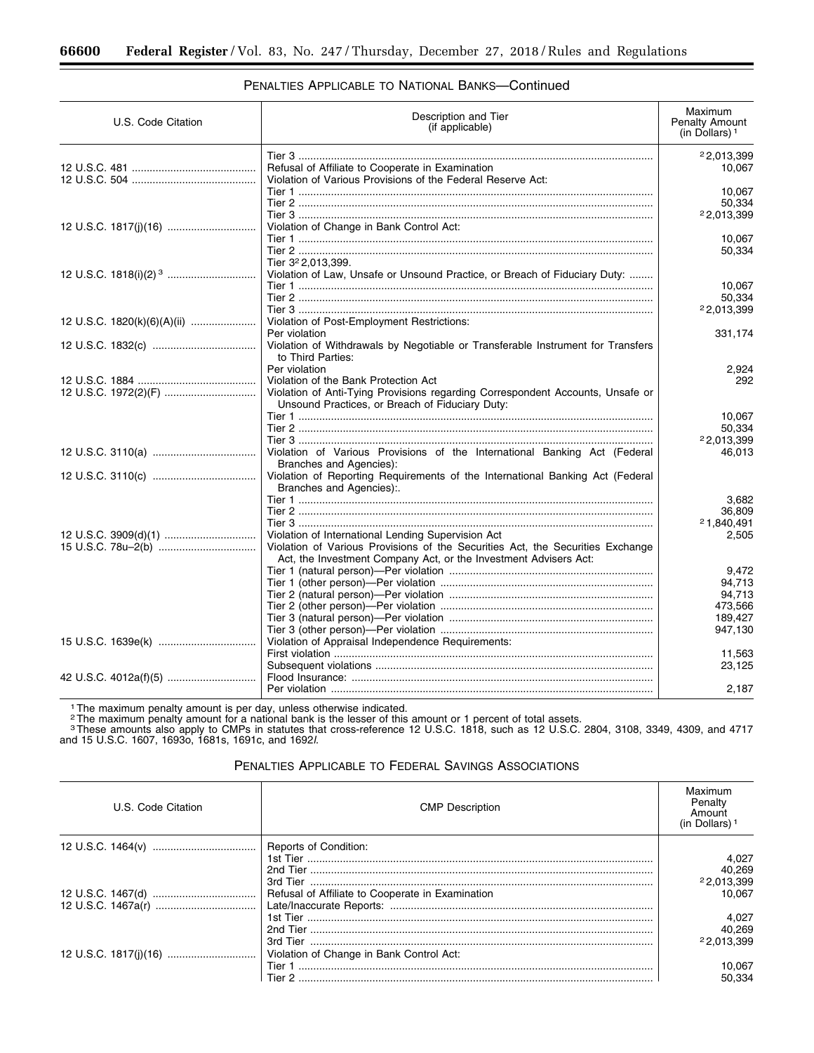PENALTIES APPLICABLE TO NATIONAL BANKS—Continued

| U.S. Code Citation | Description and Tier (if applicable) | Maximum Penalty Amount (in Dollars) [1] |
|---|---|---|
| | Tier 3 | [2] 2,013,399 |
| 12 U.S.C. 481 | Refusal of Affiliate to Cooperate in Examination | 10,067 |
| 12 U.S.C. 504 | Violation of Various Provisions of the Federal Reserve Act: | |
| | Tier 1 | 10,067 |
| | Tier 2 | 50,334 |
| | Tier 3 | [2] 2,013,399 |
| 12 U.S.C. 1817(j)(16) | Violation of Change in Bank Control Act: | |
| | Tier 1 | 10,067 |
| | Tier 2 | 50,334 |
| | Tier 3 [2] 2,013,399. | |
| 12 U.S.C. 1818(i)(2) [3] | Violation of Law, Unsafe or Unsound Practice, or Breach of Fiduciary Duty: | |
| | Tier 1 | 10,067 |
| | Tier 2 | 50,334 |
| | Tier 3 | [2] 2,013,399 |
| 12 U.S.C. 1820(k)(6)(A)(ii) | Violation of Post-Employment Restrictions: | |
| | Per violation | 331,174 |
| 12 U.S.C. 1832(c) | Violation of Withdrawals by Negotiable or Transferable Instrument for Transfers to Third Parties: | |
| | Per violation | 2,924 |
| 12 U.S.C. 1884 | Violation of the Bank Protection Act | 292 |
| 12 U.S.C. 1972(2)(F) | Violation of Anti-Tying Provisions regarding Correspondent Accounts, Unsafe or Unsound Practices, or Breach of Fiduciary Duty: | |
| | Tier 1 | 10,067 |
| | Tier 2 | 50,334 |
| | Tier 3 | [2] 2,013,399 |
| 12 U.S.C. 3110(a) | Violation of Various Provisions of the International Banking Act (Federal Branches and Agencies): | 46,013 |
| 12 U.S.C. 3110(c) | Violation of Reporting Requirements of the International Banking Act (Federal Branches and Agencies):. | |
| | Tier 1 | 3,682 |
| | Tier 2 | 36,809 |
| | Tier 3 | [2] 1,840,491 |
| 12 U.S.C. 3909(d)(1) | Violation of International Lending Supervision Act | 2,505 |
| 15 U.S.C. 78u–2(b) | Violation of Various Provisions of the Securities Act, the Securities Exchange Act, the Investment Company Act, or the Investment Advisers Act: | |
| | Tier 1 (natural person)—Per violation | 9,472 |
| | Tier 1 (other person)—Per violation | 94,713 |
| | Tier 2 (natural person)—Per violation | 94,713 |
| | Tier 2 (other person)—Per violation | 473,566 |
| | Tier 3 (natural person)—Per violation | 189,427 |
| | Tier 3 (other person)—Per violation | 947,130 |
| 15 U.S.C. 1639e(k) | Violation of Appraisal Independence Requirements: | |
| | First violation | 11,563 |
| | Subsequent violations | 23,125 |
| 42 U.S.C. 4012a(f)(5) | Flood Insurance: | |
| | Per violation | 2,187 |

[1] The maximum penalty amount is per day, unless otherwise indicated.
[2] The maximum penalty amount for a national bank is the lesser of this amount or 1 percent of total assets.
[3] These amounts also apply to CMPs in statutes that cross-reference 12 U.S.C. 1818, such as 12 U.S.C. 2804, 3108, 3349, 4309, and 4717 and 15 U.S.C. 1607, 1693o, 1681s, 1691c, and 1692*l*.

PENALTIES APPLICABLE TO FEDERAL SAVINGS ASSOCIATIONS

| U.S. Code Citation | CMP Description | Maximum Penalty Amount (in Dollars) [1] |
|---|---|---|
| 12 U.S.C. 1464(v) | Reports of Condition: | |
| | 1st Tier | 4,027 |
| | 2nd Tier | 40,269 |
| | 3rd Tier | [2] 2,013,399 |
| 12 U.S.C. 1467(d) | Refusal of Affiliate to Cooperate in Examination | 10,067 |
| 12 U.S.C. 1467a(r) | Late/Inaccurate Reports: | |
| | 1st Tier | 4,027 |
| | 2nd Tier | 40,269 |
| | 3rd Tier | [2] 2,013,399 |
| 12 U.S.C. 1817(j)(16) | Violation of Change in Bank Control Act: | |
| | Tier 1 | 10,067 |
| | Tier 2 | 50,334 |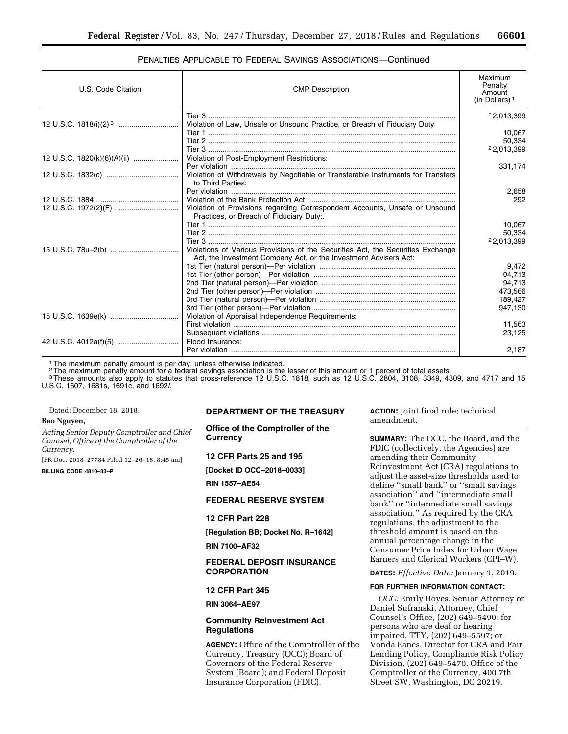PENALTIES APPLICABLE TO FEDERAL SAVINGS ASSOCIATIONS—Continued

| U.S. Code Citation | CMP Description | Maximum Penalty Amount (in Dollars) [1] |
|---|---|---|
| | Tier 3 | [2] 2,013,399 |
| 12 U.S.C. 1818(i)(2) [3] | Violation of Law, Unsafe or Unsound Practice, or Breach of Fiduciary Duty | |
| | Tier 1 | 10,067 |
| | Tier 2 | 50,334 |
| | Tier 3 | [2] 2,013,399 |
| 12 U.S.C. 1820(k)(6)(A)(ii) | Violation of Post-Employment Restrictions: | |
| | Per violation | 331,174 |
| 12 U.S.C. 1832(c) | Violation of Withdrawals by Negotiable or Transferable Instruments for Transfers to Third Parties: | |
| | Per violation | 2,658 |
| 12 U.S.C. 1884 | Violation of the Bank Protection Act | 292 |
| 12 U.S.C. 1972(2)(F) | Violation of Provisions regarding Correspondent Accounts, Unsafe or Unsound Practices, or Breach of Fiduciary Duty:. | |
| | Tier 1 | 10,067 |
| | Tier 2 | 50,334 |
| | Tier 3 | [2] 2,013,399 |
| 15 U.S.C. 78u–2(b) | Violations of Various Provisions of the Securities Act, the Securities Exchange Act, the Investment Company Act, or the Investment Advisers Act: | |
| | 1st Tier (natural person)—Per violation | 9,472 |
| | 1st Tier (other person)—Per violation | 94,713 |
| | 2nd Tier (natural person)—Per violation | 94,713 |
| | 2nd Tier (other person)—Per violation | 473,566 |
| | 3rd Tier (natural person)—Per violation | 189,427 |
| | 3rd Tier (other person)—Per violation | 947,130 |
| 15 U.S.C. 1639e(k) | Violation of Appraisal Independence Requirements: | |
| | First violation | 11,563 |
| | Subsequent violations | 23,125 |
| 42 U.S.C. 4012a(f)(5) | Flood Insurance: | |
| | Per violation | 2,187 |

[1] The maximum penalty amount is per day, unless otherwise indicated.

[2] The maximum penalty amount for a federal savings association is the lesser of this amount or 1 percent of total assets.

[3] These amounts also apply to statutes that cross-reference 12 U.S.C. 1818, such as 12 U.S.C. 2804, 3108, 3349, 4309, and 4717 and 15 U.S.C. 1607, 1681s, 1691c, and 1692*l*.

Dated: December 18, 2018.

**Bao Nguyen,**

*Acting Senior Deputy Comptroller and Chief Counsel, Office of the Comptroller of the Currency.*

[FR Doc. 2018–27784 Filed 12–26–18; 8:45 am]

**BILLING CODE 4810–33–P**

## DEPARTMENT OF THE TREASURY

### Office of the Comptroller of the Currency

### 12 CFR Parts 25 and 195

**[Docket ID OCC–2018–0033]**

**RIN 1557–AE54**

## FEDERAL RESERVE SYSTEM

### 12 CFR Part 228

**[Regulation BB; Docket No. R–1642]**

**RIN 7100–AF32**

## FEDERAL DEPOSIT INSURANCE CORPORATION

### 12 CFR Part 345

**RIN 3064–AE97**

### Community Reinvestment Act Regulations

**AGENCY:** Office of the Comptroller of the Currency, Treasury (OCC); Board of Governors of the Federal Reserve System (Board); and Federal Deposit Insurance Corporation (FDIC).

**ACTION:** Joint final rule; technical amendment.

**SUMMARY:** The OCC, the Board, and the FDIC (collectively, the Agencies) are amending their Community Reinvestment Act (CRA) regulations to adjust the asset-size thresholds used to define ''small bank'' or ''small savings association'' and ''intermediate small bank'' or ''intermediate small savings association.'' As required by the CRA regulations, the adjustment to the threshold amount is based on the annual percentage change in the Consumer Price Index for Urban Wage Earners and Clerical Workers (CPI–W).

**DATES:** *Effective Date:* January 1, 2019.

**FOR FURTHER INFORMATION CONTACT:**

*OCC:* Emily Boyes, Senior Attorney or Daniel Sufranski, Attorney, Chief Counsel's Office, (202) 649–5490; for persons who are deaf or hearing impaired, TTY, (202) 649–5597; or Vonda Eanes, Director for CRA and Fair Lending Policy, Compliance Risk Policy Division, (202) 649–5470, Office of the Comptroller of the Currency, 400 7th Street SW, Washington, DC 20219.